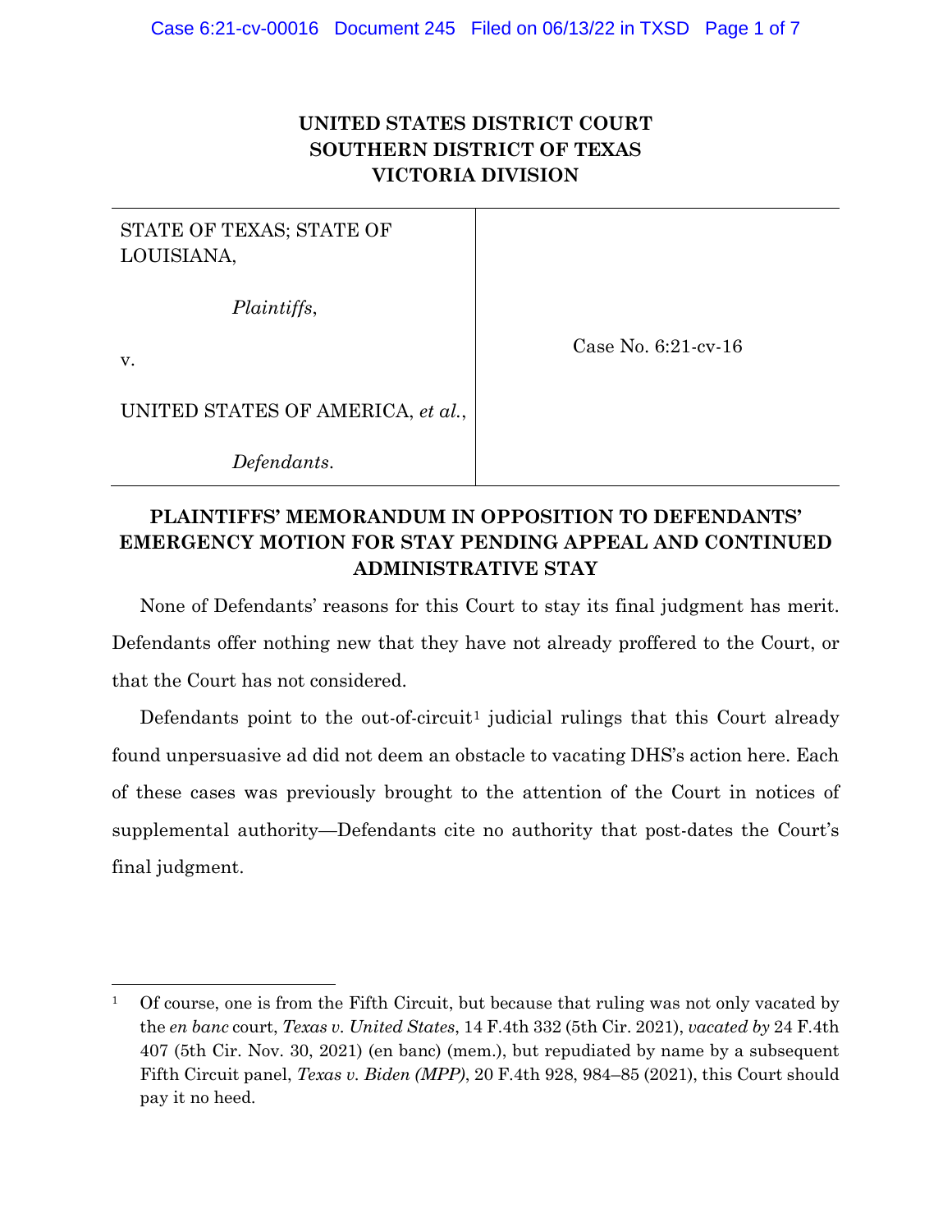**UNITED STATES DISTRICT COURT**
**SOUTHERN DISTRICT OF TEXAS**
**VICTORIA DIVISION**

| | |
|---|---|
| STATE OF TEXAS; STATE OF LOUISIANA,<br><br>*Plaintiffs*,<br><br>v.<br><br>UNITED STATES OF AMERICA, *et al.*,<br><br>*Defendants*. | Case No. 6:21-cv-16 |

## PLAINTIFFS' MEMORANDUM IN OPPOSITION TO DEFENDANTS' EMERGENCY MOTION FOR STAY PENDING APPEAL AND CONTINUED ADMINISTRATIVE STAY

None of Defendants' reasons for this Court to stay its final judgment has merit. Defendants offer nothing new that they have not already proffered to the Court, or that the Court has not considered.

Defendants point to the out-of-circuit[1] judicial rulings that this Court already found unpersuasive ad did not deem an obstacle to vacating DHS's action here. Each of these cases was previously brought to the attention of the Court in notices of supplemental authority—Defendants cite no authority that post-dates the Court's final judgment.

---

[1] Of course, one is from the Fifth Circuit, but because that ruling was not only vacated by the *en banc* court, *Texas v. United States*, 14 F.4th 332 (5th Cir. 2021), *vacated by* 24 F.4th 407 (5th Cir. Nov. 30, 2021) (en banc) (mem.), but repudiated by name by a subsequent Fifth Circuit panel, *Texas v. Biden (MPP)*, 20 F.4th 928, 984–85 (2021), this Court should pay it no heed.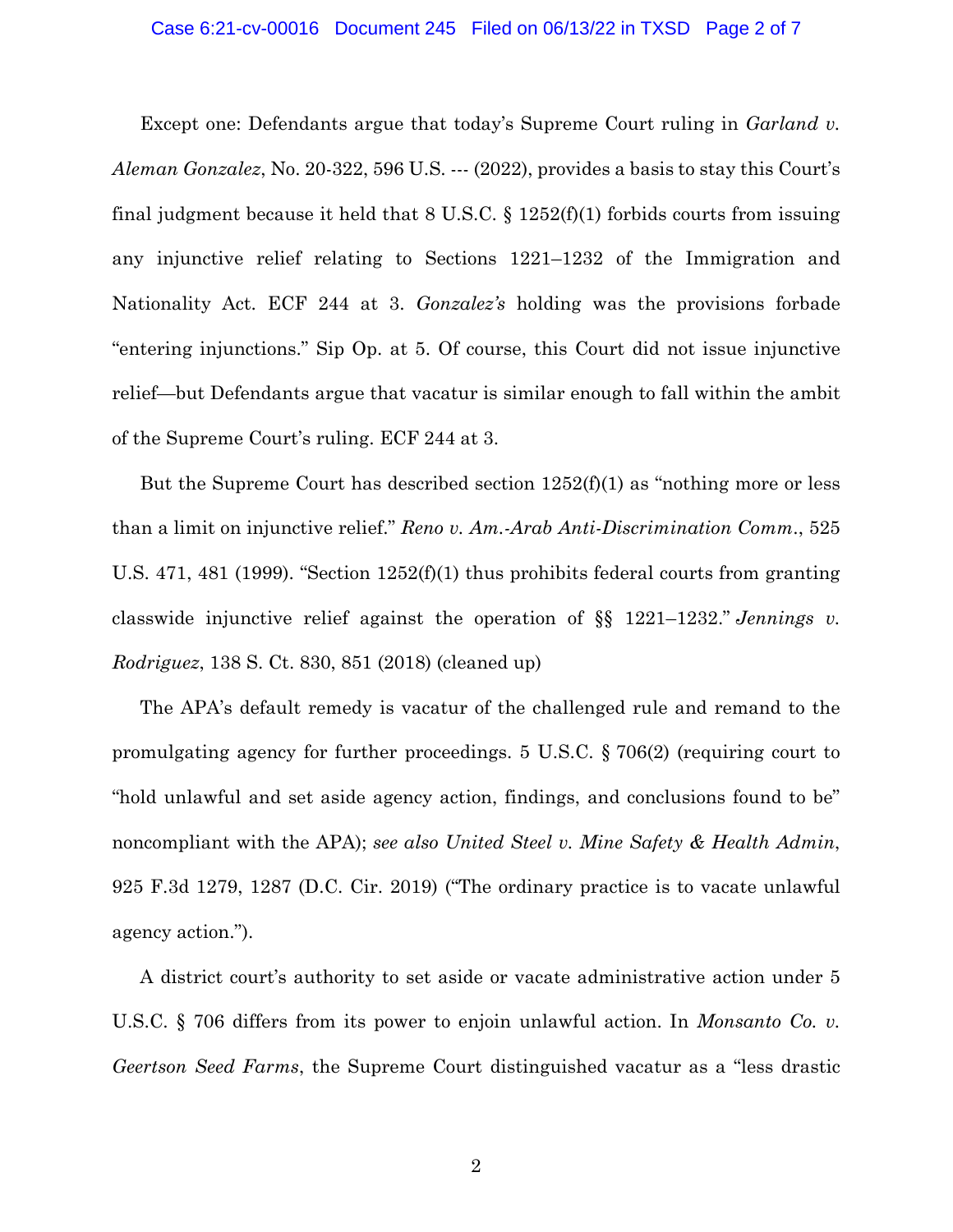Except one: Defendants argue that today's Supreme Court ruling in *Garland v. Aleman Gonzalez*, No. 20-322, 596 U.S. --- (2022), provides a basis to stay this Court's final judgment because it held that 8 U.S.C. § 1252(f)(1) forbids courts from issuing any injunctive relief relating to Sections 1221–1232 of the Immigration and Nationality Act. ECF 244 at 3. *Gonzalez's* holding was the provisions forbade "entering injunctions." Sip Op. at 5. Of course, this Court did not issue injunctive relief—but Defendants argue that vacatur is similar enough to fall within the ambit of the Supreme Court's ruling. ECF 244 at 3.

But the Supreme Court has described section 1252(f)(1) as "nothing more or less than a limit on injunctive relief." *Reno v. Am.-Arab Anti-Discrimination Comm.*, 525 U.S. 471, 481 (1999). "Section 1252(f)(1) thus prohibits federal courts from granting classwide injunctive relief against the operation of §§ 1221–1232." *Jennings v. Rodriguez*, 138 S. Ct. 830, 851 (2018) (cleaned up)

The APA's default remedy is vacatur of the challenged rule and remand to the promulgating agency for further proceedings. 5 U.S.C. § 706(2) (requiring court to "hold unlawful and set aside agency action, findings, and conclusions found to be" noncompliant with the APA); *see also United Steel v. Mine Safety & Health Admin*, 925 F.3d 1279, 1287 (D.C. Cir. 2019) ("The ordinary practice is to vacate unlawful agency action.").

A district court's authority to set aside or vacate administrative action under 5 U.S.C. § 706 differs from its power to enjoin unlawful action. In *Monsanto Co. v. Geertson Seed Farms*, the Supreme Court distinguished vacatur as a "less drastic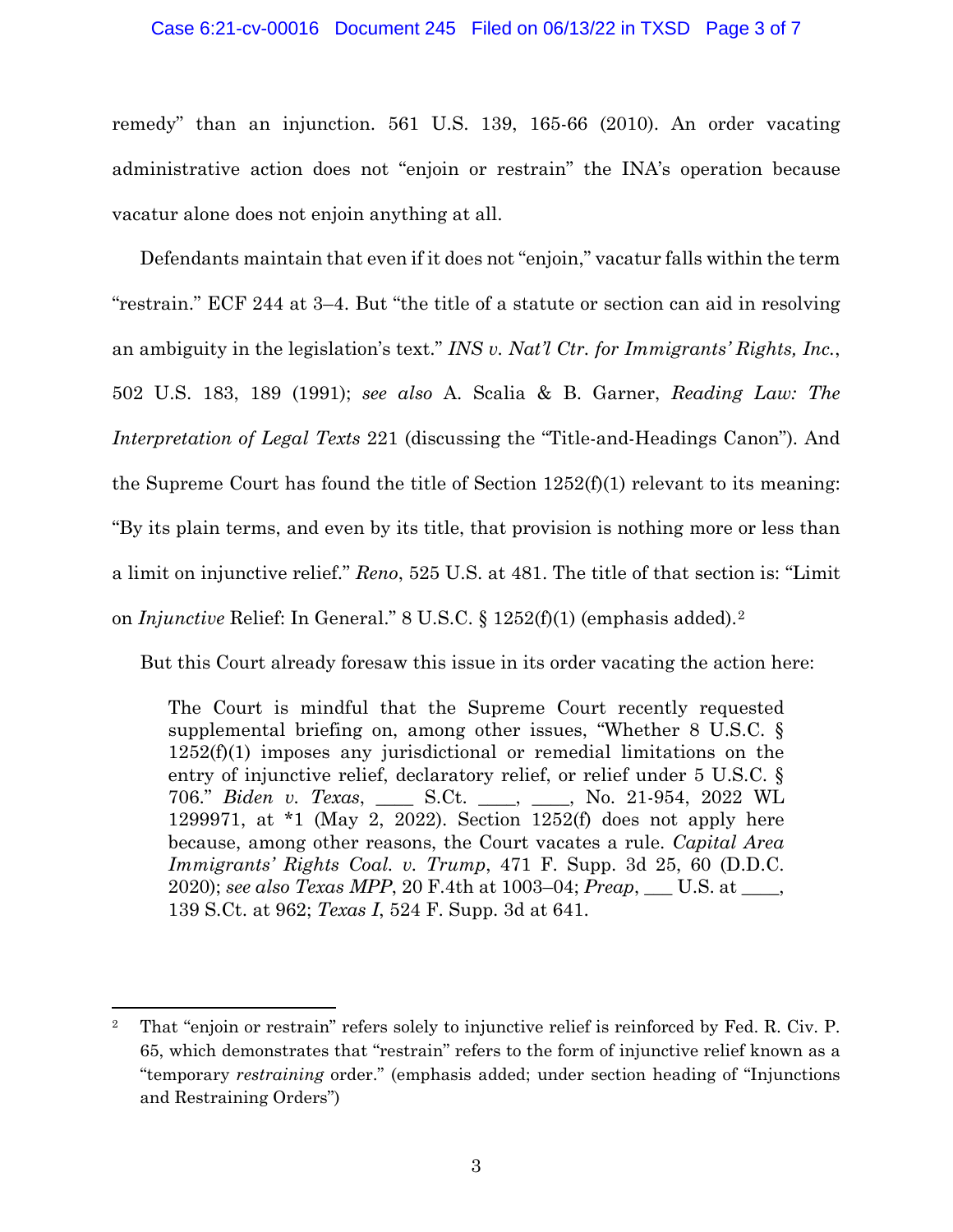remedy" than an injunction. 561 U.S. 139, 165-66 (2010). An order vacating administrative action does not "enjoin or restrain" the INA's operation because vacatur alone does not enjoin anything at all.

Defendants maintain that even if it does not "enjoin," vacatur falls within the term "restrain." ECF 244 at 3–4. But "the title of a statute or section can aid in resolving an ambiguity in the legislation's text." *INS v. Nat'l Ctr. for Immigrants' Rights, Inc.*, 502 U.S. 183, 189 (1991); *see also* A. Scalia & B. Garner, *Reading Law: The Interpretation of Legal Texts* 221 (discussing the "Title-and-Headings Canon"). And the Supreme Court has found the title of Section 1252(f)(1) relevant to its meaning: "By its plain terms, and even by its title, that provision is nothing more or less than a limit on injunctive relief." *Reno*, 525 U.S. at 481. The title of that section is: "Limit on *Injunctive* Relief: In General." 8 U.S.C. § 1252(f)(1) (emphasis added).[2]

But this Court already foresaw this issue in its order vacating the action here:

> The Court is mindful that the Supreme Court recently requested supplemental briefing on, among other issues, "Whether 8 U.S.C. § 1252(f)(1) imposes any jurisdictional or remedial limitations on the entry of injunctive relief, declaratory relief, or relief under 5 U.S.C. § 706." *Biden v. Texas*, ____ S.Ct. ____, ____, No. 21-954, 2022 WL 1299971, at *1 (May 2, 2022). Section 1252(f) does not apply here because, among other reasons, the Court vacates a rule. *Capital Area Immigrants' Rights Coal. v. Trump*, 471 F. Supp. 3d 25, 60 (D.D.C. 2020); *see also Texas MPP*, 20 F.4th at 1003–04; *Preap*, ___ U.S. at ____, 139 S.Ct. at 962; *Texas I*, 524 F. Supp. 3d at 641.

---

[2] That "enjoin or restrain" refers solely to injunctive relief is reinforced by Fed. R. Civ. P. 65, which demonstrates that "restrain" refers to the form of injunctive relief known as a "temporary *restraining* order." (emphasis added; under section heading of "Injunctions and Restraining Orders")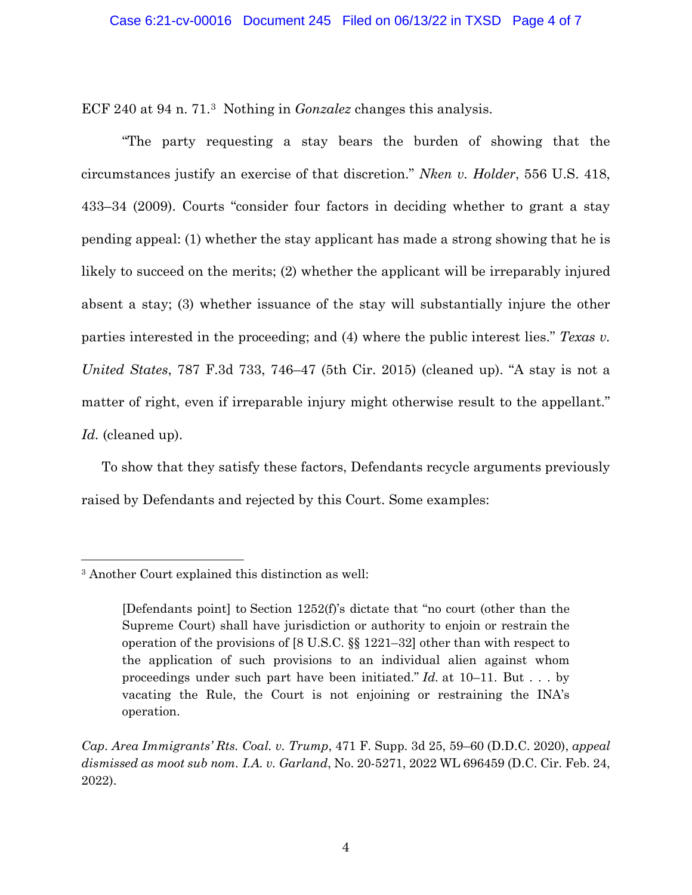ECF 240 at 94 n. 71.[3] Nothing in *Gonzalez* changes this analysis.

"The party requesting a stay bears the burden of showing that the circumstances justify an exercise of that discretion." *Nken v. Holder*, 556 U.S. 418, 433–34 (2009). Courts "consider four factors in deciding whether to grant a stay pending appeal: (1) whether the stay applicant has made a strong showing that he is likely to succeed on the merits; (2) whether the applicant will be irreparably injured absent a stay; (3) whether issuance of the stay will substantially injure the other parties interested in the proceeding; and (4) where the public interest lies." *Texas v. United States*, 787 F.3d 733, 746–47 (5th Cir. 2015) (cleaned up). "A stay is not a matter of right, even if irreparable injury might otherwise result to the appellant." *Id.* (cleaned up).

To show that they satisfy these factors, Defendants recycle arguments previously raised by Defendants and rejected by this Court. Some examples:

---

[3] Another Court explained this distinction as well:

> [Defendants point] to Section 1252(f)'s dictate that "no court (other than the Supreme Court) shall have jurisdiction or authority to enjoin or restrain the operation of the provisions of [8 U.S.C. §§ 1221–32] other than with respect to the application of such provisions to an individual alien against whom proceedings under such part have been initiated." *Id.* at 10–11. But . . . by vacating the Rule, the Court is not enjoining or restraining the INA's operation.

*Cap. Area Immigrants' Rts. Coal. v. Trump*, 471 F. Supp. 3d 25, 59–60 (D.D.C. 2020), *appeal dismissed as moot sub nom. I.A. v. Garland*, No. 20-5271, 2022 WL 696459 (D.C. Cir. Feb. 24, 2022).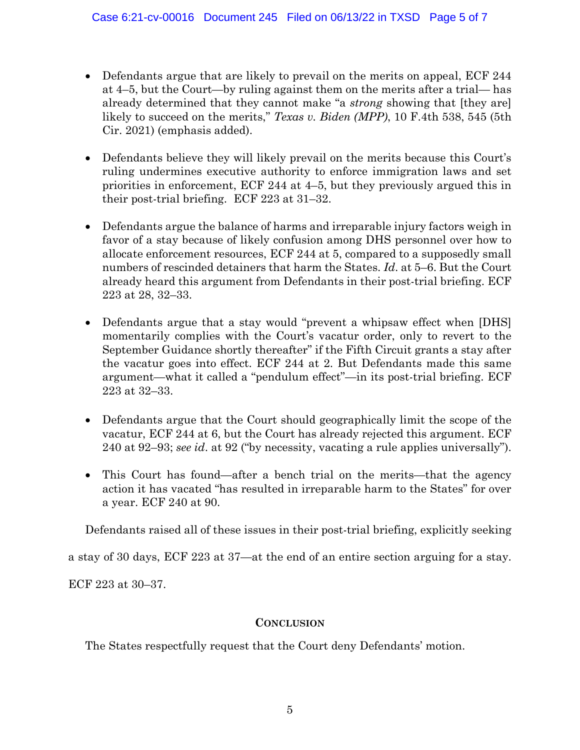- Defendants argue that are likely to prevail on the merits on appeal, ECF 244 at 4–5, but the Court—by ruling against them on the merits after a trial— has already determined that they cannot make "a *strong* showing that [they are] likely to succeed on the merits," *Texas v. Biden (MPP)*, 10 F.4th 538, 545 (5th Cir. 2021) (emphasis added).

- Defendants believe they will likely prevail on the merits because this Court's ruling undermines executive authority to enforce immigration laws and set priorities in enforcement, ECF 244 at 4–5, but they previously argued this in their post-trial briefing. ECF 223 at 31–32.

- Defendants argue the balance of harms and irreparable injury factors weigh in favor of a stay because of likely confusion among DHS personnel over how to allocate enforcement resources, ECF 244 at 5, compared to a supposedly small numbers of rescinded detainers that harm the States. *Id.* at 5–6. But the Court already heard this argument from Defendants in their post-trial briefing. ECF 223 at 28, 32–33.

- Defendants argue that a stay would "prevent a whipsaw effect when [DHS] momentarily complies with the Court's vacatur order, only to revert to the September Guidance shortly thereafter" if the Fifth Circuit grants a stay after the vacatur goes into effect. ECF 244 at 2. But Defendants made this same argument—what it called a "pendulum effect"—in its post-trial briefing. ECF 223 at 32–33.

- Defendants argue that the Court should geographically limit the scope of the vacatur, ECF 244 at 6, but the Court has already rejected this argument. ECF 240 at 92–93; *see id*. at 92 ("by necessity, vacating a rule applies universally").

- This Court has found—after a bench trial on the merits—that the agency action it has vacated "has resulted in irreparable harm to the States" for over a year. ECF 240 at 90.

Defendants raised all of these issues in their post-trial briefing, explicitly seeking a stay of 30 days, ECF 223 at 37—at the end of an entire section arguing for a stay. ECF 223 at 30–37.

## Conclusion

The States respectfully request that the Court deny Defendants' motion.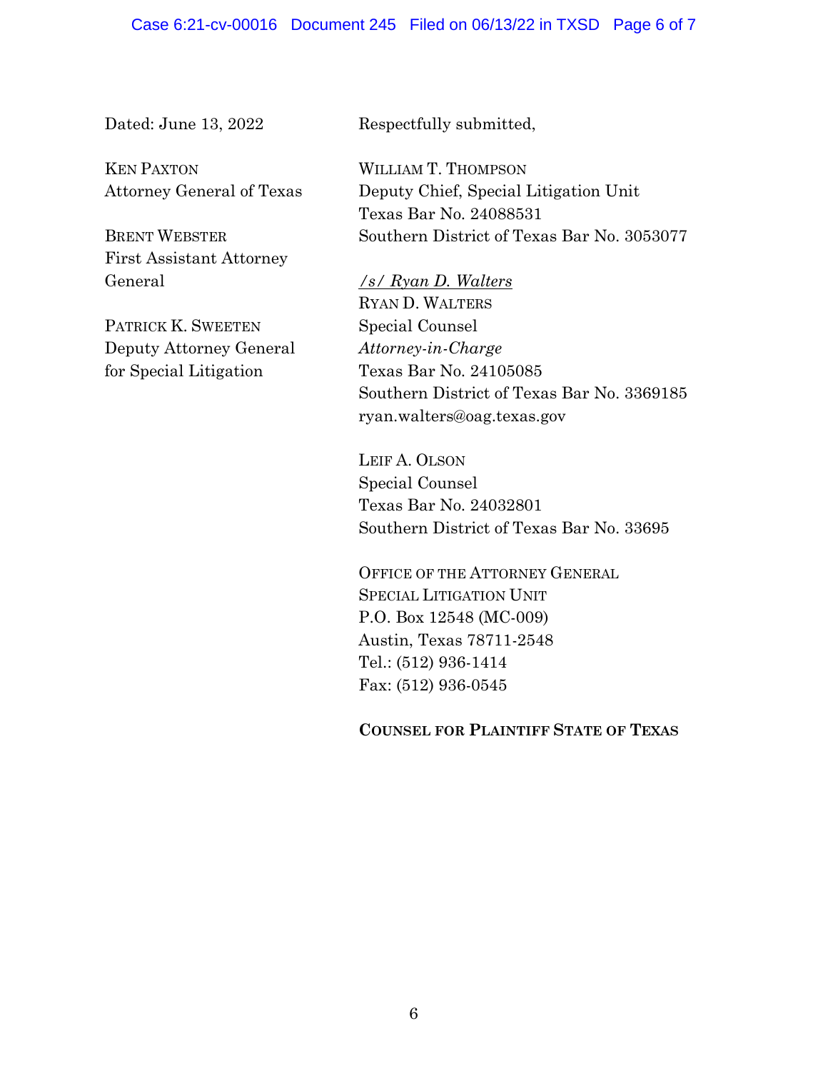Dated: June 13, 2022

KEN PAXTON
Attorney General of Texas

BRENT WEBSTER
First Assistant Attorney General

PATRICK K. SWEETEN
Deputy Attorney General for Special Litigation

Respectfully submitted,

WILLIAM T. THOMPSON
Deputy Chief, Special Litigation Unit
Texas Bar No. 24088531
Southern District of Texas Bar No. 3053077

*/s/ Ryan D. Walters*
RYAN D. WALTERS
Special Counsel
*Attorney-in-Charge*
Texas Bar No. 24105085
Southern District of Texas Bar No. 3369185
ryan.walters@oag.texas.gov

LEIF A. OLSON
Special Counsel
Texas Bar No. 24032801
Southern District of Texas Bar No. 33695

OFFICE OF THE ATTORNEY GENERAL
SPECIAL LITIGATION UNIT
P.O. Box 12548 (MC-009)
Austin, Texas 78711-2548
Tel.: (512) 936-1414
Fax: (512) 936-0545

**COUNSEL FOR PLAINTIFF STATE OF TEXAS**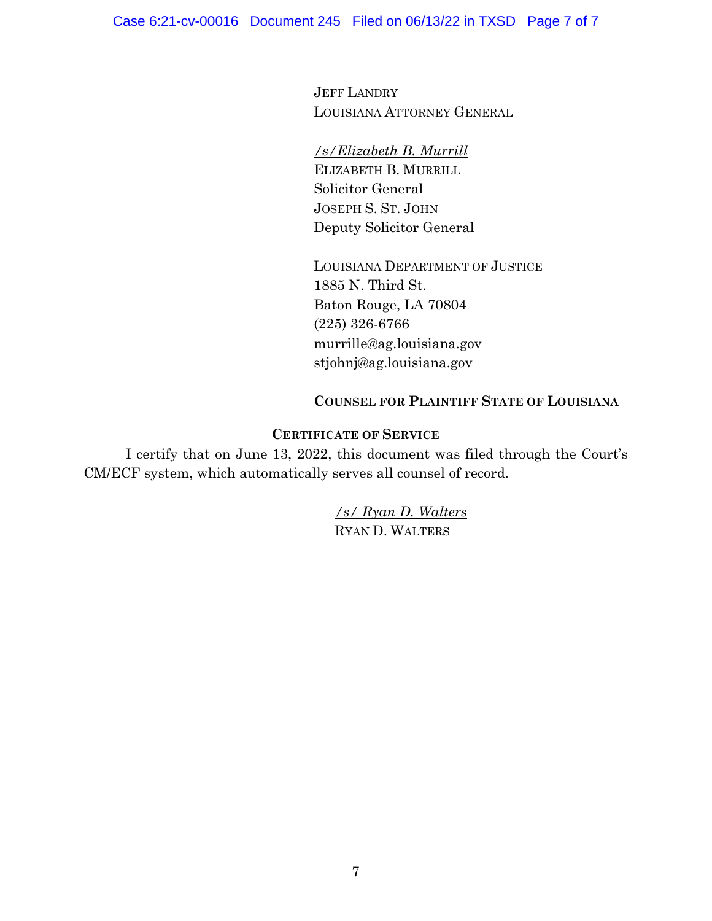JEFF LANDRY
LOUISIANA ATTORNEY GENERAL

*/s/Elizabeth B. Murrill*
ELIZABETH B. MURRILL
Solicitor General
JOSEPH S. ST. JOHN
Deputy Solicitor General

LOUISIANA DEPARTMENT OF JUSTICE
1885 N. Third St.
Baton Rouge, LA 70804
(225) 326-6766
murrille@ag.louisiana.gov
stjohnj@ag.louisiana.gov

**COUNSEL FOR PLAINTIFF STATE OF LOUISIANA**

**CERTIFICATE OF SERVICE**

I certify that on June 13, 2022, this document was filed through the Court's CM/ECF system, which automatically serves all counsel of record.

*/s/ Ryan D. Walters*
RYAN D. WALTERS